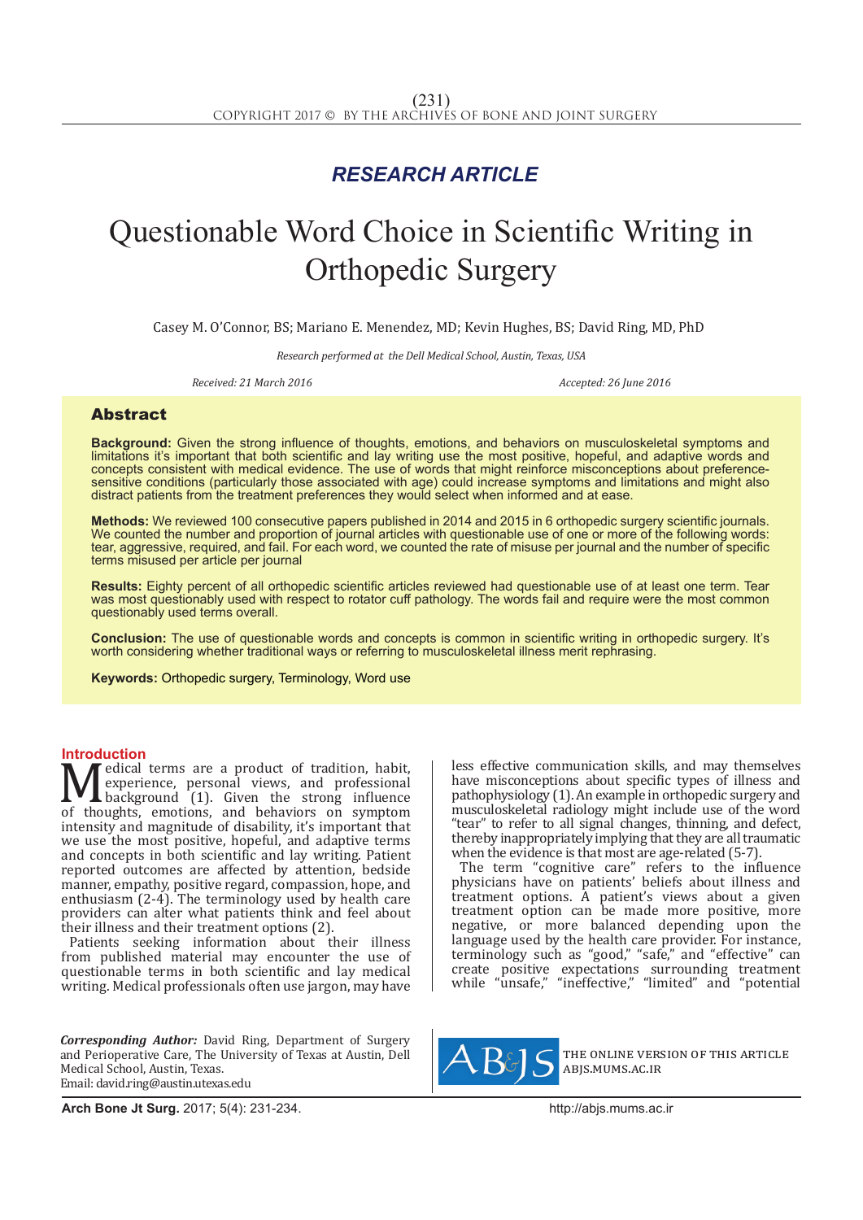RESEARCH ARTICLE

# Questionable Word Choice in Scientific Writing in Orthopedic Surgery

Casey M. O'Connor, BS; Mariano E. Menendez, MD; Kevin Hughes, BS; David Ring, MD, PhD

*Research performed at the Dell Medical School, Austin, Texas, USA*

*Received: 21 March 2016* *Accepted: 26 June 2016*

## Abstract

**Background:** Given the strong influence of thoughts, emotions, and behaviors on musculoskeletal symptoms and limitations it's important that both scientific and lay writing use the most positive, hopeful, and adaptive words and concepts consistent with medical evidence. The use of words that might reinforce misconceptions about preference-sensitive conditions (particularly those associated with age) could increase symptoms and limitations and might also distract patients from the treatment preferences they would select when informed and at ease.

**Methods:** We reviewed 100 consecutive papers published in 2014 and 2015 in 6 orthopedic surgery scientific journals. We counted the number and proportion of journal articles with questionable use of one or more of the following words: tear, aggressive, required, and fail. For each word, we counted the rate of misuse per journal and the number of specific terms misused per article per journal

**Results:** Eighty percent of all orthopedic scientific articles reviewed had questionable use of at least one term. Tear was most questionably used with respect to rotator cuff pathology. The words fail and require were the most common questionably used terms overall.

**Conclusion:** The use of questionable words and concepts is common in scientific writing in orthopedic surgery. It's worth considering whether traditional ways or referring to musculoskeletal illness merit rephrasing.

**Keywords:** Orthopedic surgery, Terminology, Word use

## Introduction

Medical terms are a product of tradition, habit, experience, personal views, and professional background (1). Given the strong influence of thoughts, emotions, and behaviors on symptom intensity and magnitude of disability, it's important that we use the most positive, hopeful, and adaptive terms and concepts in both scientific and lay writing. Patient reported outcomes are affected by attention, bedside manner, empathy, positive regard, compassion, hope, and enthusiasm (2-4). The terminology used by health care providers can alter what patients think and feel about their illness and their treatment options (2).

Patients seeking information about their illness from published material may encounter the use of questionable terms in both scientific and lay medical writing. Medical professionals often use jargon, may have less effective communication skills, and may themselves have misconceptions about specific types of illness and pathophysiology (1). An example in orthopedic surgery and musculoskeletal radiology might include use of the word "tear" to refer to all signal changes, thinning, and defect, thereby inappropriately implying that they are all traumatic when the evidence is that most are age-related (5-7).

The term "cognitive care" refers to the influence physicians have on patients' beliefs about illness and treatment options. A patient's views about a given treatment option can be made more positive, more negative, or more balanced depending upon the language used by the health care provider. For instance, terminology such as "good," "safe," and "effective" can create positive expectations surrounding treatment while "unsafe," "ineffective," "limited" and "potential

*Corresponding Author:* David Ring, Department of Surgery and Perioperative Care, The University of Texas at Austin, Dell Medical School, Austin, Texas.
Email: david.ring@austin.utexas.edu

THE ONLINE VERSION OF THIS ARTICLE ABJS.MUMS.AC.IR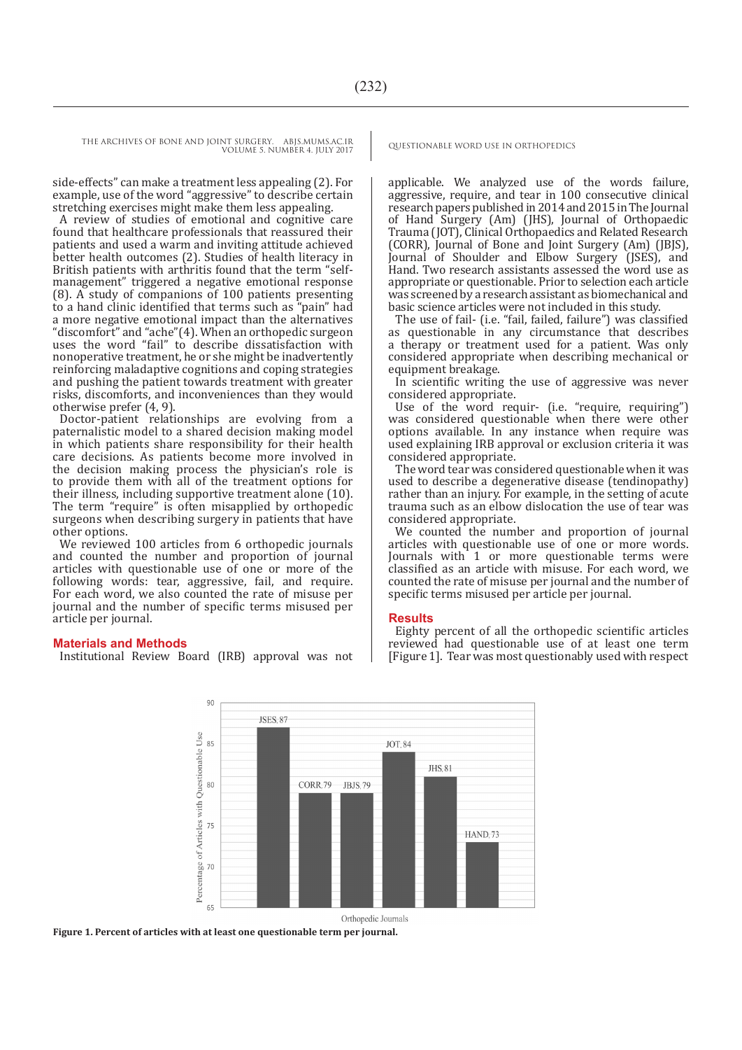side-effects" can make a treatment less appealing (2). For example, use of the word "aggressive" to describe certain stretching exercises might make them less appealing.

A review of studies of emotional and cognitive care found that healthcare professionals that reassured their patients and used a warm and inviting attitude achieved better health outcomes (2). Studies of health literacy in British patients with arthritis found that the term "self-management" triggered a negative emotional response (8). A study of companions of 100 patients presenting to a hand clinic identified that terms such as "pain" had a more negative emotional impact than the alternatives "discomfort" and "ache"(4). When an orthopedic surgeon uses the word "fail" to describe dissatisfaction with nonoperative treatment, he or she might be inadvertently reinforcing maladaptive cognitions and coping strategies and pushing the patient towards treatment with greater risks, discomforts, and inconveniences than they would otherwise prefer (4, 9).

Doctor-patient relationships are evolving from a paternalistic model to a shared decision making model in which patients share responsibility for their health care decisions. As patients become more involved in the decision making process the physician's role is to provide them with all of the treatment options for their illness, including supportive treatment alone (10). The term "require" is often misapplied by orthopedic surgeons when describing surgery in patients that have other options.

We reviewed 100 articles from 6 orthopedic journals and counted the number and proportion of journal articles with questionable use of one or more of the following words: tear, aggressive, fail, and require. For each word, we also counted the rate of misuse per journal and the number of specific terms misused per article per journal.

## Materials and Methods

Institutional Review Board (IRB) approval was not applicable. We analyzed use of the words failure, aggressive, require, and tear in 100 consecutive clinical research papers published in 2014 and 2015 in The Journal of Hand Surgery (Am) (JHS), Journal of Orthopaedic Trauma (JOT), Clinical Orthopaedics and Related Research (CORR), Journal of Bone and Joint Surgery (Am) (JBJS), Journal of Shoulder and Elbow Surgery (JSES), and Hand. Two research assistants assessed the word use as appropriate or questionable. Prior to selection each article was screened by a research assistant as biomechanical and basic science articles were not included in this study.

The use of fail- (i.e. "fail, failed, failure") was classified as questionable in any circumstance that describes a therapy or treatment used for a patient. Was only considered appropriate when describing mechanical or equipment breakage.

In scientific writing the use of aggressive was never considered appropriate.

Use of the word requir- (i.e. "require, requiring") was considered questionable when there were other options available. In any instance when require was used explaining IRB approval or exclusion criteria it was considered appropriate.

The word tear was considered questionable when it was used to describe a degenerative disease (tendinopathy) rather than an injury. For example, in the setting of acute trauma such as an elbow dislocation the use of tear was considered appropriate.

We counted the number and proportion of journal articles with questionable use of one or more words. Journals with 1 or more questionable terms were classified as an article with misuse. For each word, we counted the rate of misuse per journal and the number of specific terms misused per article per journal.

## Results

Eighty percent of all the orthopedic scientific articles reviewed had questionable use of at least one term [Figure 1]. Tear was most questionably used with respect

| Orthopedic Journals | Percentage of Articles with Questionable Use |
|---|---|
| JSES | 87 |
| CORR | 79 |
| JBJS | 79 |
| JOT | 84 |
| JHS | 81 |
| HAND | 73 |

**Figure 1. Percent of articles with at least one questionable term per journal.**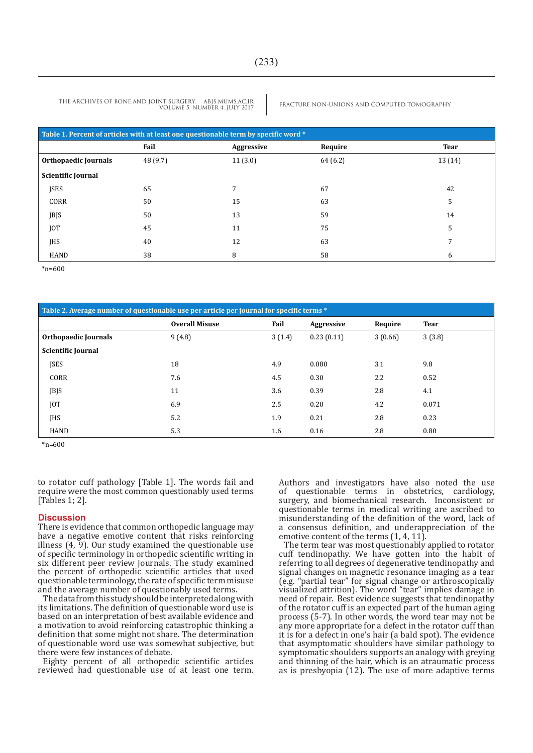| Table 1. Percent of articles with at least one questionable term by specific word * | Fail | Aggressive | Require | Tear |
|---|---|---|---|---|
| **Orthopaedic Journals** | 48 (9.7) | 11 (3.0) | 64 (6.2) | 13 (14) |
| **Scientific Journal** | | | | |
| JSES | 65 | 7 | 67 | 42 |
| CORR | 50 | 15 | 63 | 5 |
| JBJS | 50 | 13 | 59 | 14 |
| JOT | 45 | 11 | 75 | 5 |
| JHS | 40 | 12 | 63 | 7 |
| HAND | 38 | 8 | 58 | 6 |

*n=600

| Table 2. Average number of questionable use per article per journal for specific terms * | Overall Misuse | Fail | Aggressive | Require | Tear |
|---|---|---|---|---|---|
| **Orthopaedic Journals** | 9 (4.8) | 3 (1.4) | 0.23 (0.11) | 3 (0.66) | 3 (3.8) |
| **Scientific Journal** | | | | | |
| JSES | 18 | 4.9 | 0.080 | 3.1 | 9.8 |
| CORR | 7.6 | 4.5 | 0.30 | 2.2 | 0.52 |
| JBJS | 11 | 3.6 | 0.39 | 2.8 | 4.1 |
| JOT | 6.9 | 2.5 | 0.20 | 4.2 | 0.071 |
| JHS | 5.2 | 1.9 | 0.21 | 2.8 | 0.23 |
| HAND | 5.3 | 1.6 | 0.16 | 2.8 | 0.80 |

*n=600

to rotator cuff pathology [Table 1]. The words fail and require were the most common questionably used terms [Tables 1; 2].

## Discussion

There is evidence that common orthopedic language may have a negative emotive content that risks reinforcing illness (4, 9). Our study examined the questionable use of specific terminology in orthopedic scientific writing in six different peer review journals. The study examined the percent of orthopedic scientific articles that used questionable terminology, the rate of specific term misuse and the average number of questionably used terms.

The data from this study should be interpreted along with its limitations. The definition of questionable word use is based on an interpretation of best available evidence and a motivation to avoid reinforcing catastrophic thinking a definition that some might not share. The determination of questionable word use was somewhat subjective, but there were few instances of debate.

Eighty percent of all orthopedic scientific articles reviewed had questionable use of at least one term. Authors and investigators have also noted the use of questionable terms in obstetrics, cardiology, surgery, and biomechanical research. Inconsistent or questionable terms in medical writing are ascribed to misunderstanding of the definition of the word, lack of a consensus definition, and underappreciation of the emotive content of the terms (1, 4, 11).

The term tear was most questionably applied to rotator cuff tendinopathy. We have gotten into the habit of referring to all degrees of degenerative tendinopathy and signal changes on magnetic resonance imaging as a tear (e.g. "partial tear" for signal change or arthroscopically visualized attrition). The word "tear" implies damage in need of repair. Best evidence suggests that tendinopathy of the rotator cuff is an expected part of the human aging process (5-7). In other words, the word tear may not be any more appropriate for a defect in the rotator cuff than it is for a defect in one's hair (a bald spot). The evidence that asymptomatic shoulders have similar pathology to symptomatic shoulders supports an analogy with greying and thinning of the hair, which is an atraumatic process as is presbyopia (12). The use of more adaptive terms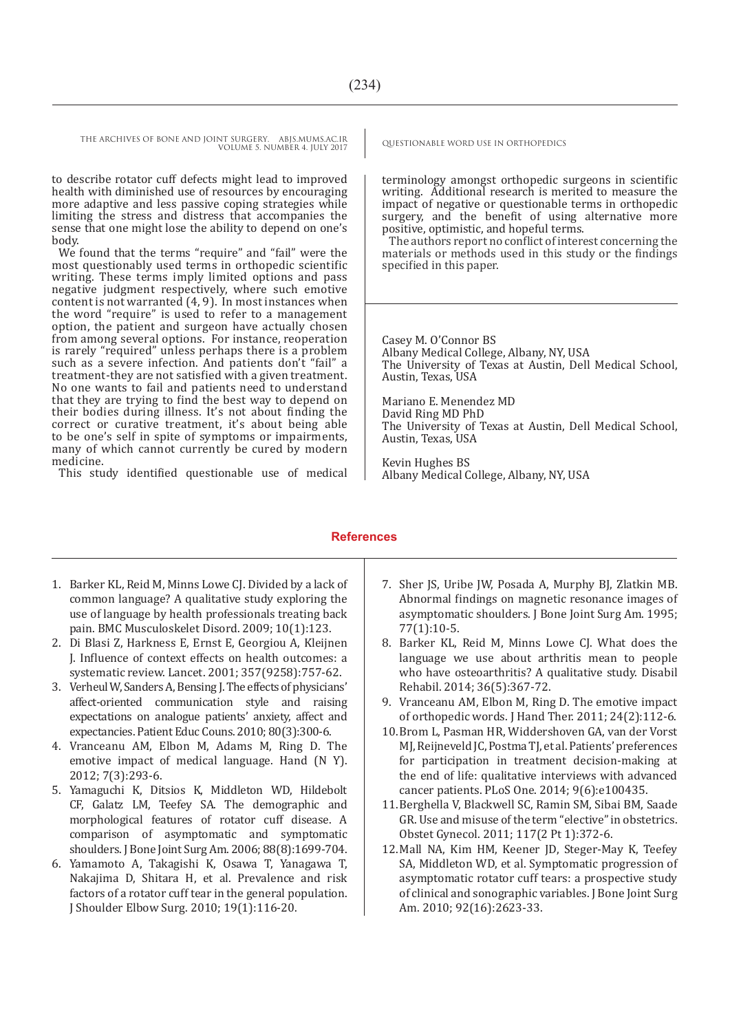to describe rotator cuff defects might lead to improved health with diminished use of resources by encouraging more adaptive and less passive coping strategies while limiting the stress and distress that accompanies the sense that one might lose the ability to depend on one's body.

We found that the terms "require" and "fail" were the most questionably used terms in orthopedic scientific writing. These terms imply limited options and pass negative judgment respectively, where such emotive content is not warranted (4, 9). In most instances when the word "require" is used to refer to a management option, the patient and surgeon have actually chosen from among several options. For instance, reoperation is rarely "required" unless perhaps there is a problem such as a severe infection. And patients don't "fail" a treatment-they are not satisfied with a given treatment. No one wants to fail and patients need to understand that they are trying to find the best way to depend on their bodies during illness. It's not about finding the correct or curative treatment, it's about being able to be one's self in spite of symptoms or impairments, many of which cannot currently be cured by modern medicine.

This study identified questionable use of medical terminology amongst orthopedic surgeons in scientific writing. Additional research is merited to measure the impact of negative or questionable terms in orthopedic surgery, and the benefit of using alternative more positive, optimistic, and hopeful terms.

The authors report no conflict of interest concerning the materials or methods used in this study or the findings specified in this paper.

Casey M. O'Connor BS
Albany Medical College, Albany, NY, USA
The University of Texas at Austin, Dell Medical School, Austin, Texas, USA

Mariano E. Menendez MD
David Ring MD PhD
The University of Texas at Austin, Dell Medical School, Austin, Texas, USA

Kevin Hughes BS
Albany Medical College, Albany, NY, USA

## References

1. Barker KL, Reid M, Minns Lowe CJ. Divided by a lack of common language? A qualitative study exploring the use of language by health professionals treating back pain. BMC Musculoskelet Disord. 2009; 10(1):123.
2. Di Blasi Z, Harkness E, Ernst E, Georgiou A, Kleijnen J. Influence of context effects on health outcomes: a systematic review. Lancet. 2001; 357(9258):757-62.
3. Verheul W, Sanders A, Bensing J. The effects of physicians' affect-oriented communication style and raising expectations on analogue patients' anxiety, affect and expectancies. Patient Educ Couns. 2010; 80(3):300-6.
4. Vranceanu AM, Elbon M, Adams M, Ring D. The emotive impact of medical language. Hand (N Y). 2012; 7(3):293-6.
5. Yamaguchi K, Ditsios K, Middleton WD, Hildebolt CF, Galatz LM, Teefey SA. The demographic and morphological features of rotator cuff disease. A comparison of asymptomatic and symptomatic shoulders. J Bone Joint Surg Am. 2006; 88(8):1699-704.
6. Yamamoto A, Takagishi K, Osawa T, Yanagawa T, Nakajima D, Shitara H, et al. Prevalence and risk factors of a rotator cuff tear in the general population. J Shoulder Elbow Surg. 2010; 19(1):116-20.
7. Sher JS, Uribe JW, Posada A, Murphy BJ, Zlatkin MB. Abnormal findings on magnetic resonance images of asymptomatic shoulders. J Bone Joint Surg Am. 1995; 77(1):10-5.
8. Barker KL, Reid M, Minns Lowe CJ. What does the language we use about arthritis mean to people who have osteoarthritis? A qualitative study. Disabil Rehabil. 2014; 36(5):367-72.
9. Vranceanu AM, Elbon M, Ring D. The emotive impact of orthopedic words. J Hand Ther. 2011; 24(2):112-6.
10. Brom L, Pasman HR, Widdershoven GA, van der Vorst MJ, Reijneveld JC, Postma TJ, et al. Patients' preferences for participation in treatment decision-making at the end of life: qualitative interviews with advanced cancer patients. PLoS One. 2014; 9(6):e100435.
11. Berghella V, Blackwell SC, Ramin SM, Sibai BM, Saade GR. Use and misuse of the term "elective" in obstetrics. Obstet Gynecol. 2011; 117(2 Pt 1):372-6.
12. Mall NA, Kim HM, Keener JD, Steger-May K, Teefey SA, Middleton WD, et al. Symptomatic progression of asymptomatic rotator cuff tears: a prospective study of clinical and sonographic variables. J Bone Joint Surg Am. 2010; 92(16):2623-33.